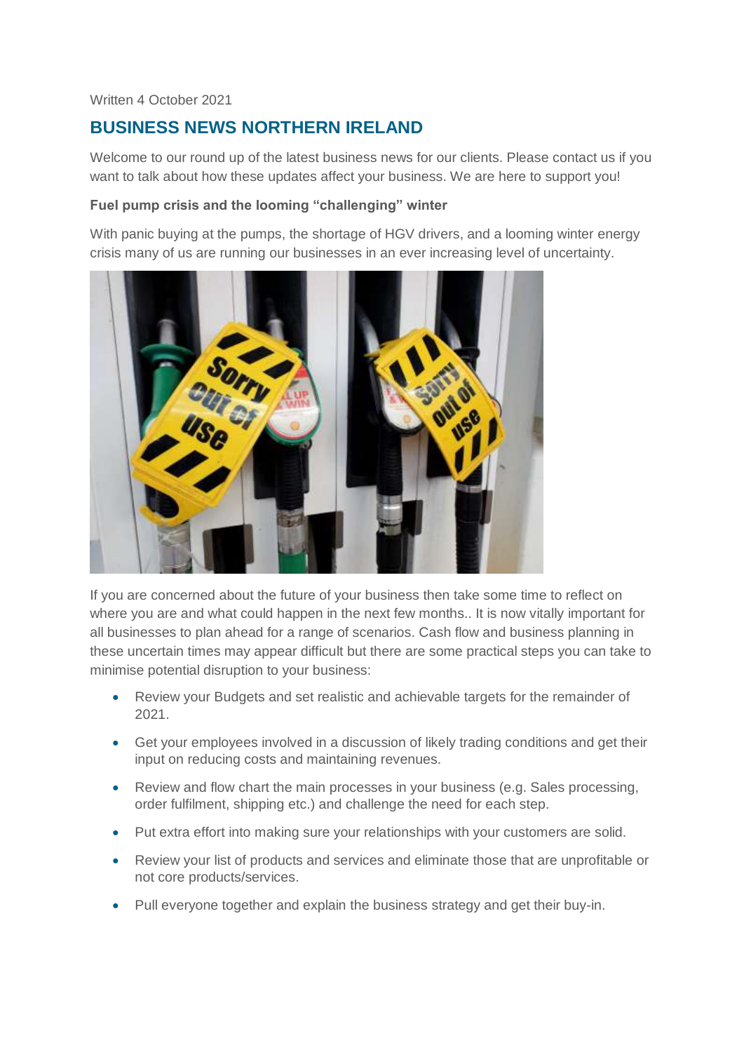Written 4 October 2021

## BUSINESS NEWS NORTHERN IRELAND

Welcome to our round up of the latest business news for our clients. Please contact us if you want to talk about how these updates affect your business. We are here to support you!

**Fuel pump crisis and the looming "challenging" winter**

With panic buying at the pumps, the shortage of HGV drivers, and a looming winter energy crisis many of us are running our businesses in an ever increasing level of uncertainty.

If you are concerned about the future of your business then take some time to reflect on where you are and what could happen in the next few months.. It is now vitally important for all businesses to plan ahead for a range of scenarios. Cash flow and business planning in these uncertain times may appear difficult but there are some practical steps you can take to minimise potential disruption to your business:

- Review your Budgets and set realistic and achievable targets for the remainder of 2021.
- Get your employees involved in a discussion of likely trading conditions and get their input on reducing costs and maintaining revenues.
- Review and flow chart the main processes in your business (e.g. Sales processing, order fulfilment, shipping etc.) and challenge the need for each step.
- Put extra effort into making sure your relationships with your customers are solid.
- Review your list of products and services and eliminate those that are unprofitable or not core products/services.
- Pull everyone together and explain the business strategy and get their buy-in.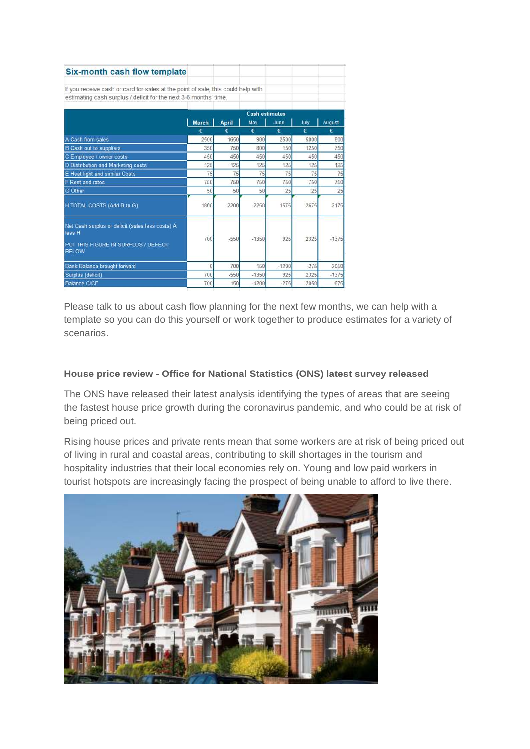| **Six-month cash flow template** | | | | | | |
|---|---|---|---|---|---|---|
| If you receive cash or card for sales at the point of sale, this could help with estimating cash surplus / deficit for the next 3-6 months' time. | | | | | | |
| | Cash estimates | | | | | |
| | March | April | May | June | July | August |
| | € | € | € | € | € | € |
| A Cash from sales | 2500 | 1650 | 900 | 2500 | 5000 | 800 |
| B Cash out to suppliers | 350 | 750 | 800 | 150 | 1250 | 750 |
| C Employee / owner costs | 450 | 450 | 450 | 450 | 450 | 450 |
| D Distribution and Marketing costs | 125 | 125 | 125 | 125 | 125 | 125 |
| E Heat light and similar Costs | 75 | 75 | 75 | 75 | 75 | 75 |
| F Rent and rates | 750 | 750 | 750 | 750 | 750 | 750 |
| G Other | 50 | 50 | 50 | 25 | 25 | 25 |
| H TOTAL COSTS (Add B to G) | 1800 | 2200 | 2250 | 1575 | 2675 | 2175 |
| Net Cash surplus or deficit (sales less costs) A less H<br>PUT THIS FIGURE IN SURPLUS / DEFECIT BELOW | 700 | -550 | -1350 | 925 | 2325 | -1375 |
| Bank Balance brought forward | 0 | 700 | 150 | -1200 | -275 | 2050 |
| Surplus (deficit) | 700 | -550 | -1350 | 925 | 2325 | -1375 |
| Balance C/CF | 700 | 150 | -1200 | -275 | 2050 | 675 |

Please talk to us about cash flow planning for the next few months, we can help with a template so you can do this yourself or work together to produce estimates for a variety of scenarios.

### House price review - Office for National Statistics (ONS) latest survey released

The ONS have released their latest analysis identifying the types of areas that are seeing the fastest house price growth during the coronavirus pandemic, and who could be at risk of being priced out.

Rising house prices and private rents mean that some workers are at risk of being priced out of living in rural and coastal areas, contributing to skill shortages in the tourism and hospitality industries that their local economies rely on. Young and low paid workers in tourist hotspots are increasingly facing the prospect of being unable to afford to live there.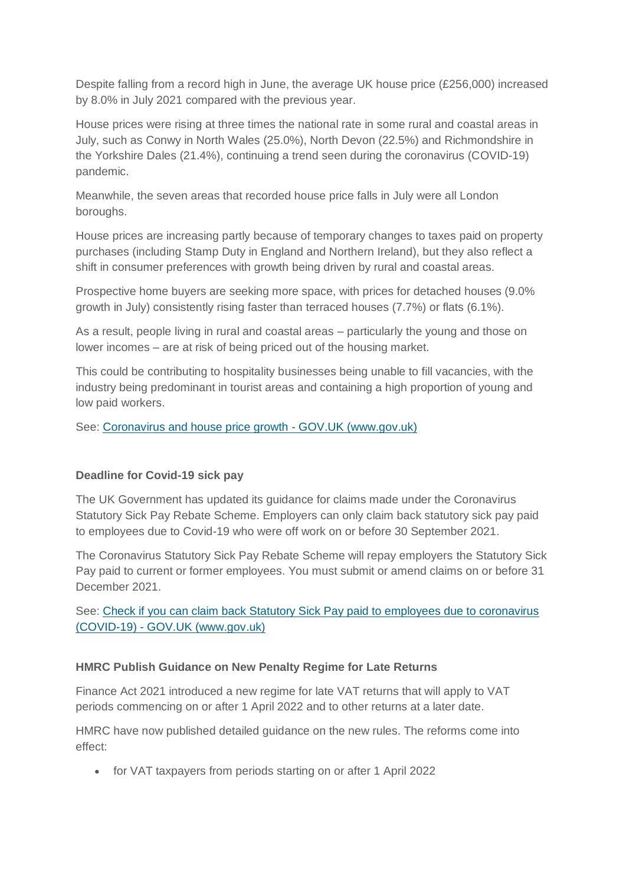Despite falling from a record high in June, the average UK house price (£256,000) increased by 8.0% in July 2021 compared with the previous year.

House prices were rising at three times the national rate in some rural and coastal areas in July, such as Conwy in North Wales (25.0%), North Devon (22.5%) and Richmondshire in the Yorkshire Dales (21.4%), continuing a trend seen during the coronavirus (COVID-19) pandemic.

Meanwhile, the seven areas that recorded house price falls in July were all London boroughs.

House prices are increasing partly because of temporary changes to taxes paid on property purchases (including Stamp Duty in England and Northern Ireland), but they also reflect a shift in consumer preferences with growth being driven by rural and coastal areas.

Prospective home buyers are seeking more space, with prices for detached houses (9.0% growth in July) consistently rising faster than terraced houses (7.7%) or flats (6.1%).

As a result, people living in rural and coastal areas – particularly the young and those on lower incomes – are at risk of being priced out of the housing market.

This could be contributing to hospitality businesses being unable to fill vacancies, with the industry being predominant in tourist areas and containing a high proportion of young and low paid workers.

See: [Coronavirus and house price growth - GOV.UK (www.gov.uk)](www.gov.uk)

**Deadline for Covid-19 sick pay**

The UK Government has updated its guidance for claims made under the Coronavirus Statutory Sick Pay Rebate Scheme. Employers can only claim back statutory sick pay paid to employees due to Covid-19 who were off work on or before 30 September 2021.

The Coronavirus Statutory Sick Pay Rebate Scheme will repay employers the Statutory Sick Pay paid to current or former employees. You must submit or amend claims on or before 31 December 2021.

See: [Check if you can claim back Statutory Sick Pay paid to employees due to coronavirus (COVID-19) - GOV.UK (www.gov.uk)](www.gov.uk)

**HMRC Publish Guidance on New Penalty Regime for Late Returns**

Finance Act 2021 introduced a new regime for late VAT returns that will apply to VAT periods commencing on or after 1 April 2022 and to other returns at a later date.

HMRC have now published detailed guidance on the new rules. The reforms come into effect:

- for VAT taxpayers from periods starting on or after 1 April 2022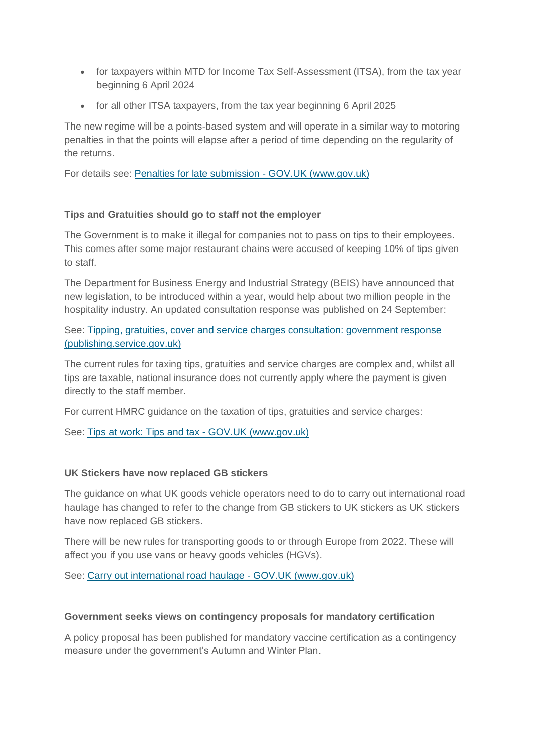- for taxpayers within MTD for Income Tax Self-Assessment (ITSA), from the tax year beginning 6 April 2024
- for all other ITSA taxpayers, from the tax year beginning 6 April 2025

The new regime will be a points-based system and will operate in a similar way to motoring penalties in that the points will elapse after a period of time depending on the regularity of the returns.

For details see: Penalties for late submission - GOV.UK (www.gov.uk)

**Tips and Gratuities should go to staff not the employer**

The Government is to make it illegal for companies not to pass on tips to their employees. This comes after some major restaurant chains were accused of keeping 10% of tips given to staff.

The Department for Business Energy and Industrial Strategy (BEIS) have announced that new legislation, to be introduced within a year, would help about two million people in the hospitality industry. An updated consultation response was published on 24 September:

See: Tipping, gratuities, cover and service charges consultation: government response (publishing.service.gov.uk)

The current rules for taxing tips, gratuities and service charges are complex and, whilst all tips are taxable, national insurance does not currently apply where the payment is given directly to the staff member.

For current HMRC guidance on the taxation of tips, gratuities and service charges:

See: Tips at work: Tips and tax - GOV.UK (www.gov.uk)

**UK Stickers have now replaced GB stickers**

The guidance on what UK goods vehicle operators need to do to carry out international road haulage has changed to refer to the change from GB stickers to UK stickers as UK stickers have now replaced GB stickers.

There will be new rules for transporting goods to or through Europe from 2022. These will affect you if you use vans or heavy goods vehicles (HGVs).

See: Carry out international road haulage - GOV.UK (www.gov.uk)

**Government seeks views on contingency proposals for mandatory certification**

A policy proposal has been published for mandatory vaccine certification as a contingency measure under the government's Autumn and Winter Plan.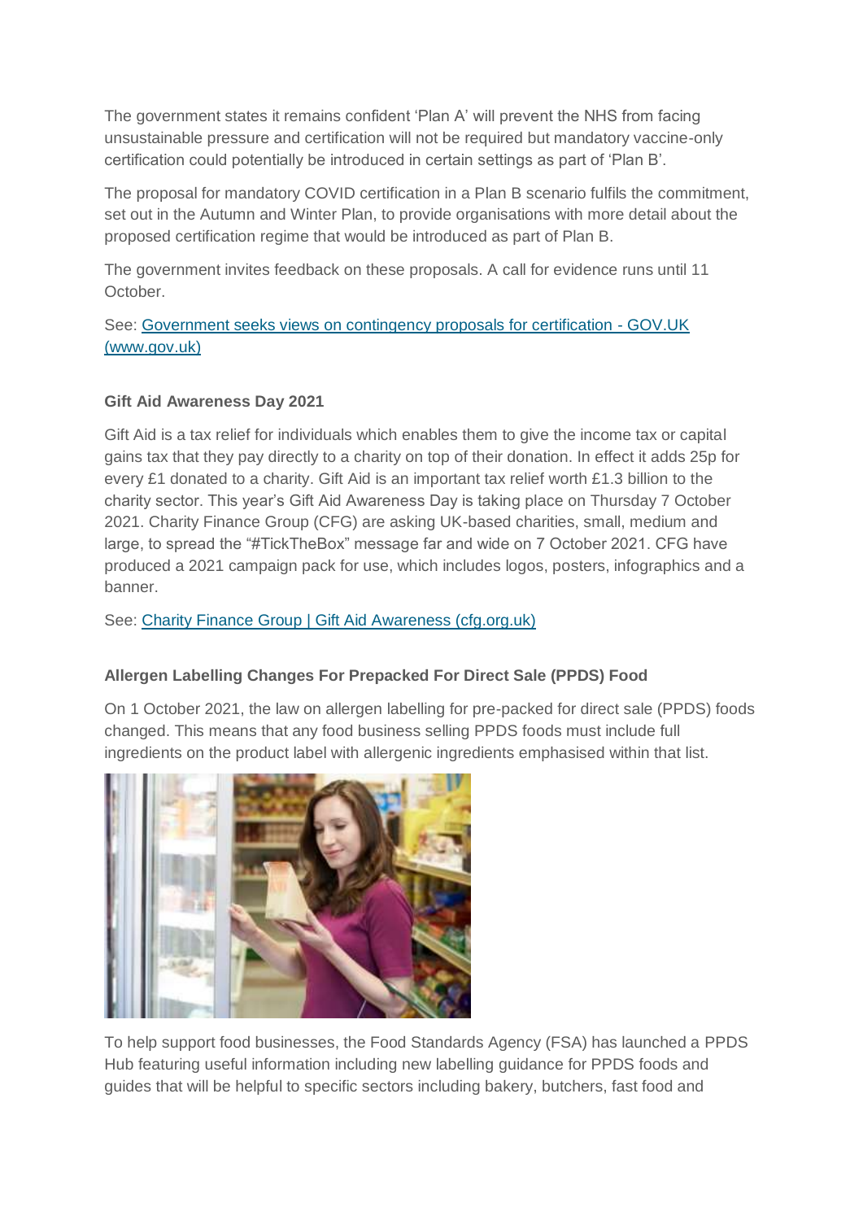The government states it remains confident 'Plan A' will prevent the NHS from facing unsustainable pressure and certification will not be required but mandatory vaccine-only certification could potentially be introduced in certain settings as part of 'Plan B'.

The proposal for mandatory COVID certification in a Plan B scenario fulfils the commitment, set out in the Autumn and Winter Plan, to provide organisations with more detail about the proposed certification regime that would be introduced as part of Plan B.

The government invites feedback on these proposals. A call for evidence runs until 11 October.

See: [Government seeks views on contingency proposals for certification - GOV.UK (www.gov.uk)]()

**Gift Aid Awareness Day 2021**

Gift Aid is a tax relief for individuals which enables them to give the income tax or capital gains tax that they pay directly to a charity on top of their donation. In effect it adds 25p for every £1 donated to a charity. Gift Aid is an important tax relief worth £1.3 billion to the charity sector. This year's Gift Aid Awareness Day is taking place on Thursday 7 October 2021. Charity Finance Group (CFG) are asking UK-based charities, small, medium and large, to spread the "#TickTheBox" message far and wide on 7 October 2021. CFG have produced a 2021 campaign pack for use, which includes logos, posters, infographics and a banner.

See: [Charity Finance Group | Gift Aid Awareness (cfg.org.uk)]()

**Allergen Labelling Changes For Prepacked For Direct Sale (PPDS) Food**

On 1 October 2021, the law on allergen labelling for pre-packed for direct sale (PPDS) foods changed. This means that any food business selling PPDS foods must include full ingredients on the product label with allergenic ingredients emphasised within that list.

To help support food businesses, the Food Standards Agency (FSA) has launched a PPDS Hub featuring useful information including new labelling guidance for PPDS foods and guides that will be helpful to specific sectors including bakery, butchers, fast food and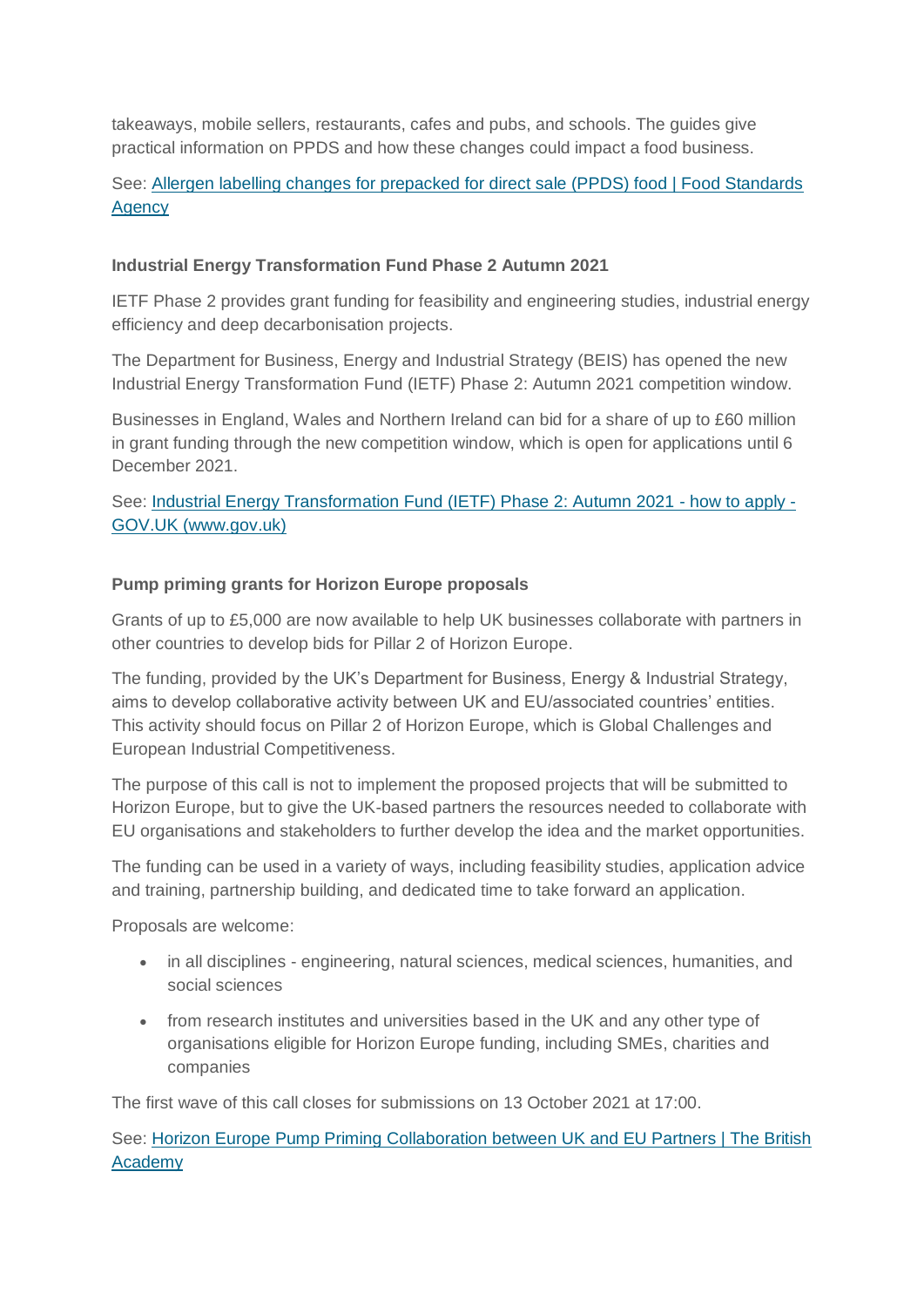takeaways, mobile sellers, restaurants, cafes and pubs, and schools. The guides give practical information on PPDS and how these changes could impact a food business.

See: [Allergen labelling changes for prepacked for direct sale (PPDS) food | Food Standards Agency]()

### Industrial Energy Transformation Fund Phase 2 Autumn 2021

IETF Phase 2 provides grant funding for feasibility and engineering studies, industrial energy efficiency and deep decarbonisation projects.

The Department for Business, Energy and Industrial Strategy (BEIS) has opened the new Industrial Energy Transformation Fund (IETF) Phase 2: Autumn 2021 competition window.

Businesses in England, Wales and Northern Ireland can bid for a share of up to £60 million in grant funding through the new competition window, which is open for applications until 6 December 2021.

See: [Industrial Energy Transformation Fund (IETF) Phase 2: Autumn 2021 - how to apply - GOV.UK (www.gov.uk)]()

### Pump priming grants for Horizon Europe proposals

Grants of up to £5,000 are now available to help UK businesses collaborate with partners in other countries to develop bids for Pillar 2 of Horizon Europe.

The funding, provided by the UK's Department for Business, Energy & Industrial Strategy, aims to develop collaborative activity between UK and EU/associated countries' entities. This activity should focus on Pillar 2 of Horizon Europe, which is Global Challenges and European Industrial Competitiveness.

The purpose of this call is not to implement the proposed projects that will be submitted to Horizon Europe, but to give the UK-based partners the resources needed to collaborate with EU organisations and stakeholders to further develop the idea and the market opportunities.

The funding can be used in a variety of ways, including feasibility studies, application advice and training, partnership building, and dedicated time to take forward an application.

Proposals are welcome:

- in all disciplines - engineering, natural sciences, medical sciences, humanities, and social sciences
- from research institutes and universities based in the UK and any other type of organisations eligible for Horizon Europe funding, including SMEs, charities and companies

The first wave of this call closes for submissions on 13 October 2021 at 17:00.

See: [Horizon Europe Pump Priming Collaboration between UK and EU Partners | The British Academy]()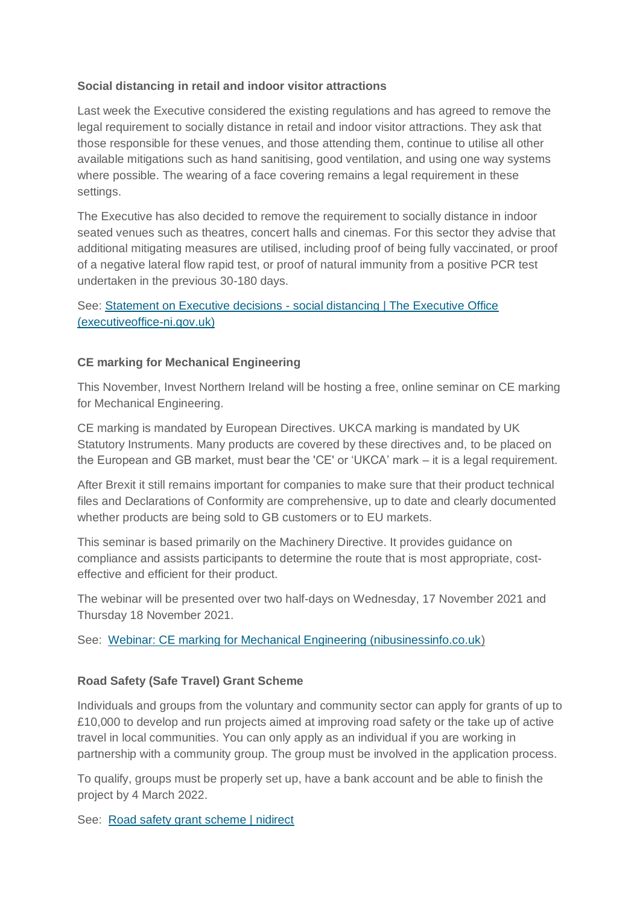**Social distancing in retail and indoor visitor attractions**

Last week the Executive considered the existing regulations and has agreed to remove the legal requirement to socially distance in retail and indoor visitor attractions. They ask that those responsible for these venues, and those attending them, continue to utilise all other available mitigations such as hand sanitising, good ventilation, and using one way systems where possible. The wearing of a face covering remains a legal requirement in these settings.

The Executive has also decided to remove the requirement to socially distance in indoor seated venues such as theatres, concert halls and cinemas. For this sector they advise that additional mitigating measures are utilised, including proof of being fully vaccinated, or proof of a negative lateral flow rapid test, or proof of natural immunity from a positive PCR test undertaken in the previous 30-180 days.

See: Statement on Executive decisions - social distancing | The Executive Office (executiveoffice-ni.gov.uk)

**CE marking for Mechanical Engineering**

This November, Invest Northern Ireland will be hosting a free, online seminar on CE marking for Mechanical Engineering.

CE marking is mandated by European Directives. UKCA marking is mandated by UK Statutory Instruments. Many products are covered by these directives and, to be placed on the European and GB market, must bear the 'CE' or 'UKCA' mark – it is a legal requirement.

After Brexit it still remains important for companies to make sure that their product technical files and Declarations of Conformity are comprehensive, up to date and clearly documented whether products are being sold to GB customers or to EU markets.

This seminar is based primarily on the Machinery Directive. It provides guidance on compliance and assists participants to determine the route that is most appropriate, cost-effective and efficient for their product.

The webinar will be presented over two half-days on Wednesday, 17 November 2021 and Thursday 18 November 2021.

See: Webinar: CE marking for Mechanical Engineering (nibusinessinfo.co.uk)

**Road Safety (Safe Travel) Grant Scheme**

Individuals and groups from the voluntary and community sector can apply for grants of up to £10,000 to develop and run projects aimed at improving road safety or the take up of active travel in local communities. You can only apply as an individual if you are working in partnership with a community group. The group must be involved in the application process.

To qualify, groups must be properly set up, have a bank account and be able to finish the project by 4 March 2022.

See: Road safety grant scheme | nidirect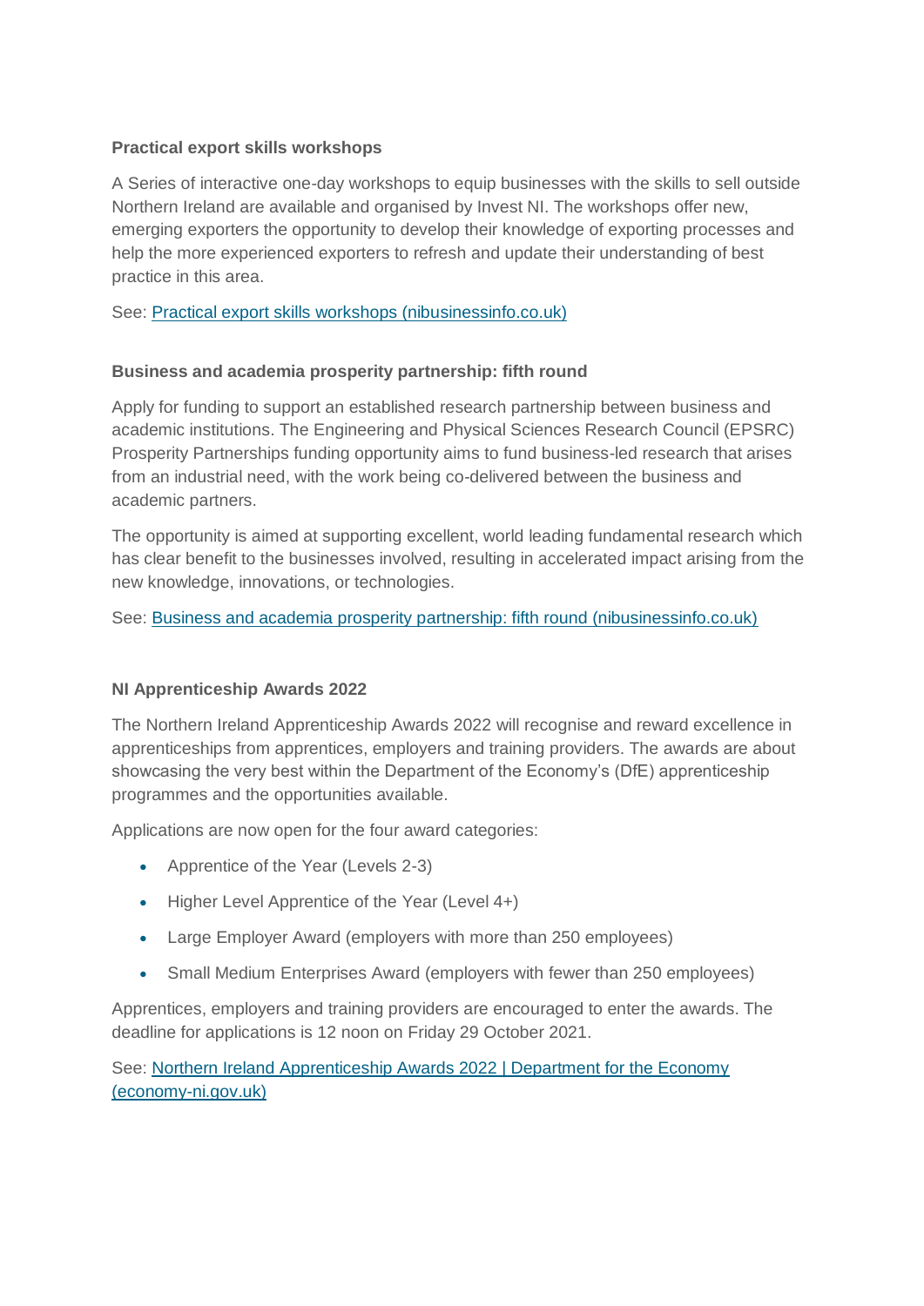**Practical export skills workshops**

A Series of interactive one-day workshops to equip businesses with the skills to sell outside Northern Ireland are available and organised by Invest NI. The workshops offer new, emerging exporters the opportunity to develop their knowledge of exporting processes and help the more experienced exporters to refresh and update their understanding of best practice in this area.

See: [Practical export skills workshops (nibusinessinfo.co.uk)]()

**Business and academia prosperity partnership: fifth round**

Apply for funding to support an established research partnership between business and academic institutions. The Engineering and Physical Sciences Research Council (EPSRC) Prosperity Partnerships funding opportunity aims to fund business-led research that arises from an industrial need, with the work being co-delivered between the business and academic partners.

The opportunity is aimed at supporting excellent, world leading fundamental research which has clear benefit to the businesses involved, resulting in accelerated impact arising from the new knowledge, innovations, or technologies.

See: [Business and academia prosperity partnership: fifth round (nibusinessinfo.co.uk)]()

**NI Apprenticeship Awards 2022**

The Northern Ireland Apprenticeship Awards 2022 will recognise and reward excellence in apprenticeships from apprentices, employers and training providers. The awards are about showcasing the very best within the Department of the Economy's (DfE) apprenticeship programmes and the opportunities available.

Applications are now open for the four award categories:

- Apprentice of the Year (Levels 2-3)
- Higher Level Apprentice of the Year (Level 4+)
- Large Employer Award (employers with more than 250 employees)
- Small Medium Enterprises Award (employers with fewer than 250 employees)

Apprentices, employers and training providers are encouraged to enter the awards. The deadline for applications is 12 noon on Friday 29 October 2021.

See: [Northern Ireland Apprenticeship Awards 2022 | Department for the Economy (economy-ni.gov.uk)]()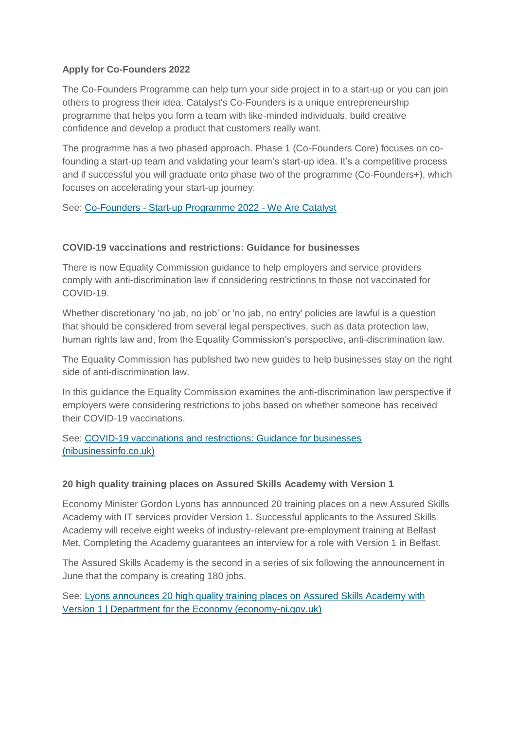**Apply for Co-Founders 2022**

The Co-Founders Programme can help turn your side project in to a start-up or you can join others to progress their idea. Catalyst's Co-Founders is a unique entrepreneurship programme that helps you form a team with like-minded individuals, build creative confidence and develop a product that customers really want.

The programme has a two phased approach. Phase 1 (Co-Founders Core) focuses on co-founding a start-up team and validating your team's start-up idea. It's a competitive process and if successful you will graduate onto phase two of the programme (Co-Founders+), which focuses on accelerating your start-up journey.

See: Co-Founders - Start-up Programme 2022 - We Are Catalyst

**COVID-19 vaccinations and restrictions: Guidance for businesses**

There is now Equality Commission guidance to help employers and service providers comply with anti-discrimination law if considering restrictions to those not vaccinated for COVID-19.

Whether discretionary 'no jab, no job' or 'no jab, no entry' policies are lawful is a question that should be considered from several legal perspectives, such as data protection law, human rights law and, from the Equality Commission's perspective, anti-discrimination law.

The Equality Commission has published two new guides to help businesses stay on the right side of anti-discrimination law.

In this guidance the Equality Commission examines the anti-discrimination law perspective if employers were considering restrictions to jobs based on whether someone has received their COVID-19 vaccinations.

See: COVID-19 vaccinations and restrictions: Guidance for businesses (nibusinessinfo.co.uk)

**20 high quality training places on Assured Skills Academy with Version 1**

Economy Minister Gordon Lyons has announced 20 training places on a new Assured Skills Academy with IT services provider Version 1. Successful applicants to the Assured Skills Academy will receive eight weeks of industry-relevant pre-employment training at Belfast Met. Completing the Academy guarantees an interview for a role with Version 1 in Belfast.

The Assured Skills Academy is the second in a series of six following the announcement in June that the company is creating 180 jobs.

See: Lyons announces 20 high quality training places on Assured Skills Academy with Version 1 | Department for the Economy (economy-ni.gov.uk)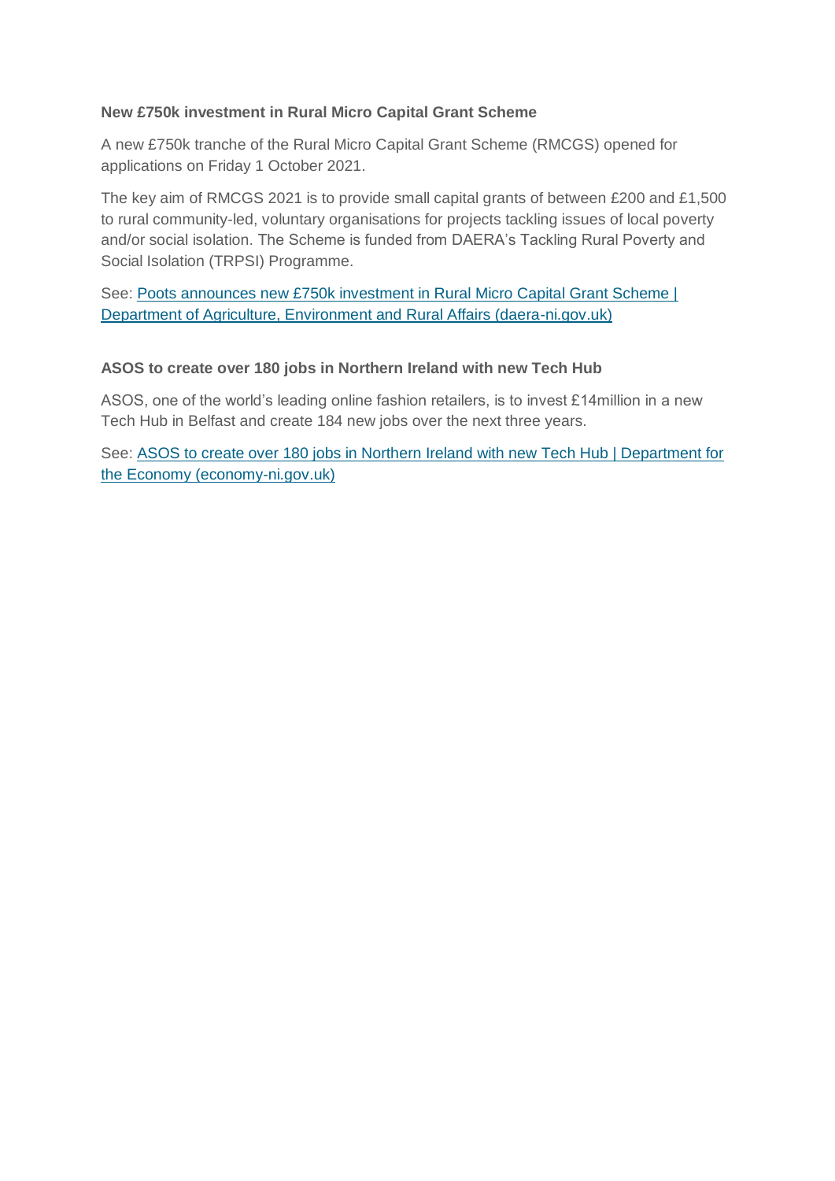**New £750k investment in Rural Micro Capital Grant Scheme**

A new £750k tranche of the Rural Micro Capital Grant Scheme (RMCGS) opened for applications on Friday 1 October 2021.

The key aim of RMCGS 2021 is to provide small capital grants of between £200 and £1,500 to rural community-led, voluntary organisations for projects tackling issues of local poverty and/or social isolation. The Scheme is funded from DAERA's Tackling Rural Poverty and Social Isolation (TRPSI) Programme.

See: Poots announces new £750k investment in Rural Micro Capital Grant Scheme | Department of Agriculture, Environment and Rural Affairs (daera-ni.gov.uk)

**ASOS to create over 180 jobs in Northern Ireland with new Tech Hub**

ASOS, one of the world's leading online fashion retailers, is to invest £14million in a new Tech Hub in Belfast and create 184 new jobs over the next three years.

See: ASOS to create over 180 jobs in Northern Ireland with new Tech Hub | Department for the Economy (economy-ni.gov.uk)